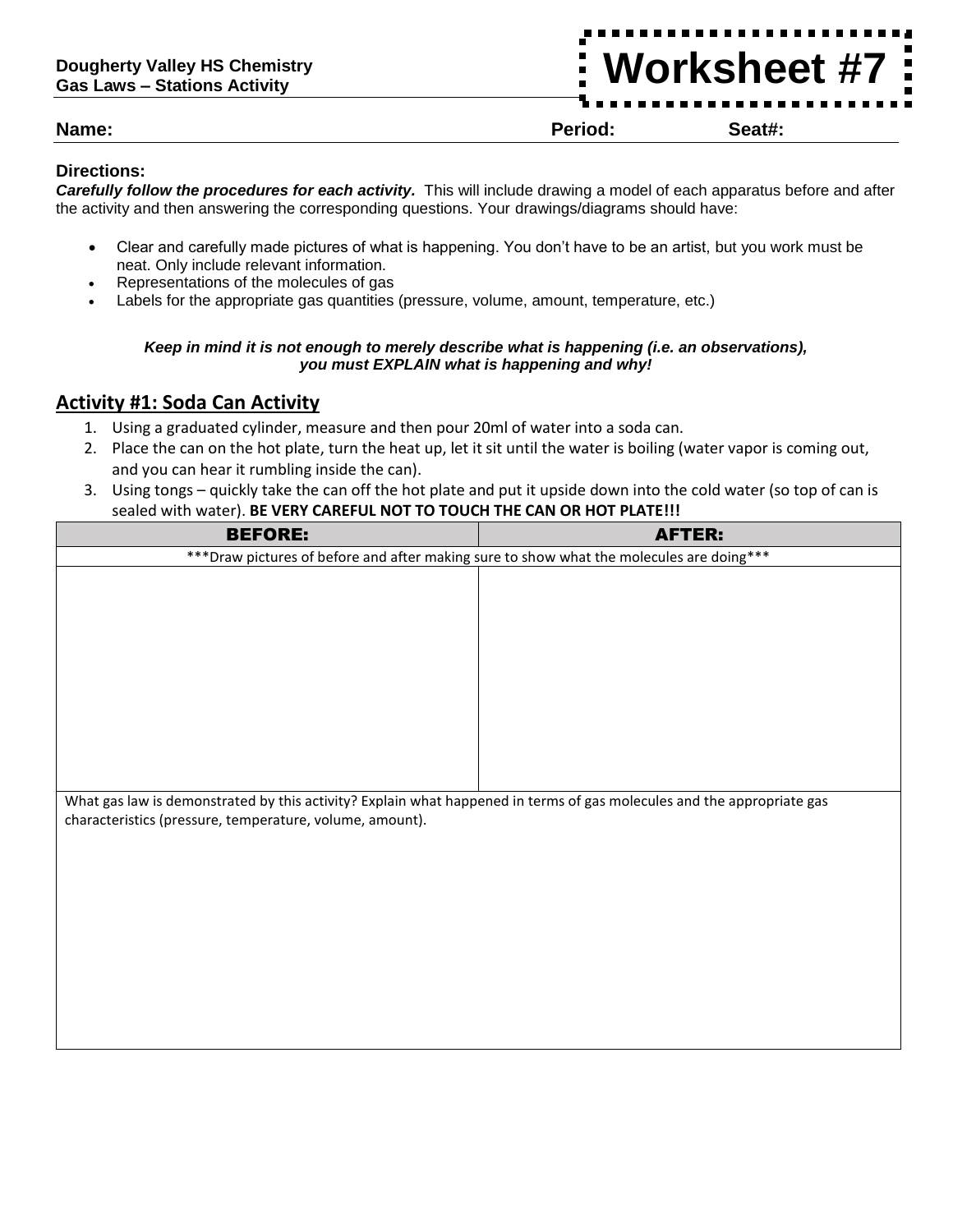**Dougherty Valley HS Chemistry**
**Gas Laws – Stations Activity**

# Worksheet #7

**Name:** **Period:** **Seat#:**

**Directions:**

***Carefully follow the procedures for each activity.*** This will include drawing a model of each apparatus before and after the activity and then answering the corresponding questions. Your drawings/diagrams should have:

- Clear and carefully made pictures of what is happening. You don't have to be an artist, but you work must be neat. Only include relevant information.
- Representations of the molecules of gas
- Labels for the appropriate gas quantities (pressure, volume, amount, temperature, etc.)

***Keep in mind it is not enough to merely describe what is happening (i.e. an observations), you must EXPLAIN what is happening and why!***

## Activity #1: Soda Can Activity

1. Using a graduated cylinder, measure and then pour 20ml of water into a soda can.
2. Place the can on the hot plate, turn the heat up, let it sit until the water is boiling (water vapor is coming out, and you can hear it rumbling inside the can).
3. Using tongs – quickly take the can off the hot plate and put it upside down into the cold water (so top of can is sealed with water). **BE VERY CAREFUL NOT TO TOUCH THE CAN OR HOT PLATE!!!**

| BEFORE: | AFTER: |
|---|---|
| ***Draw pictures of before and after making sure to show what the molecules are doing*** | |
| | |

What gas law is demonstrated by this activity? Explain what happened in terms of gas molecules and the appropriate gas characteristics (pressure, temperature, volume, amount).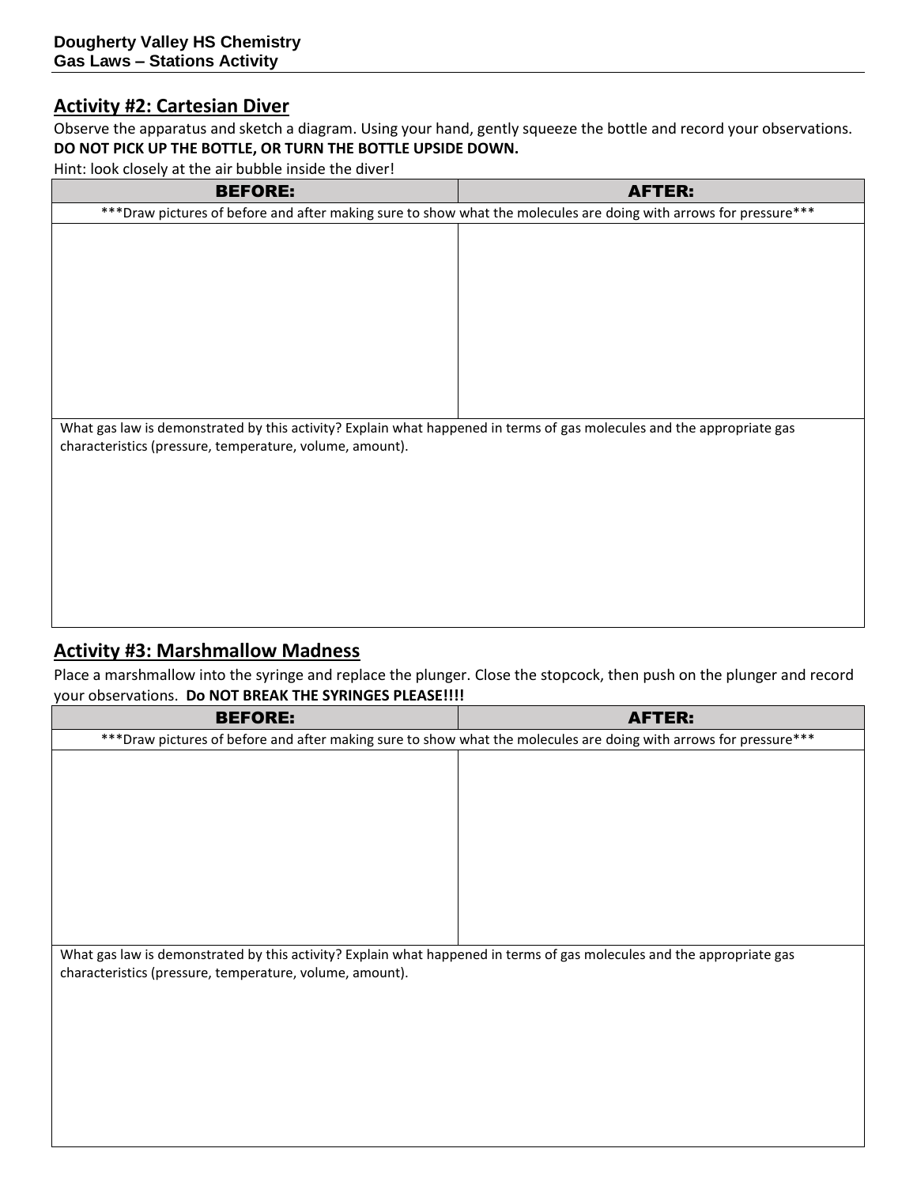## Activity #2: Cartesian Diver

Observe the apparatus and sketch a diagram. Using your hand, gently squeeze the bottle and record your observations. **DO NOT PICK UP THE BOTTLE, OR TURN THE BOTTLE UPSIDE DOWN.**

Hint: look closely at the air bubble inside the diver!

| BEFORE: | AFTER: |
|---|---|
| ***Draw pictures of before and after making sure to show what the molecules are doing with arrows for pressure*** | |
| | |
| What gas law is demonstrated by this activity? Explain what happened in terms of gas molecules and the appropriate gas characteristics (pressure, temperature, volume, amount). | |

## Activity #3: Marshmallow Madness

Place a marshmallow into the syringe and replace the plunger. Close the stopcock, then push on the plunger and record your observations. **Do NOT BREAK THE SYRINGES PLEASE!!!!**

| BEFORE: | AFTER: |
|---|---|
| ***Draw pictures of before and after making sure to show what the molecules are doing with arrows for pressure*** | |
| | |
| What gas law is demonstrated by this activity? Explain what happened in terms of gas molecules and the appropriate gas characteristics (pressure, temperature, volume, amount). | |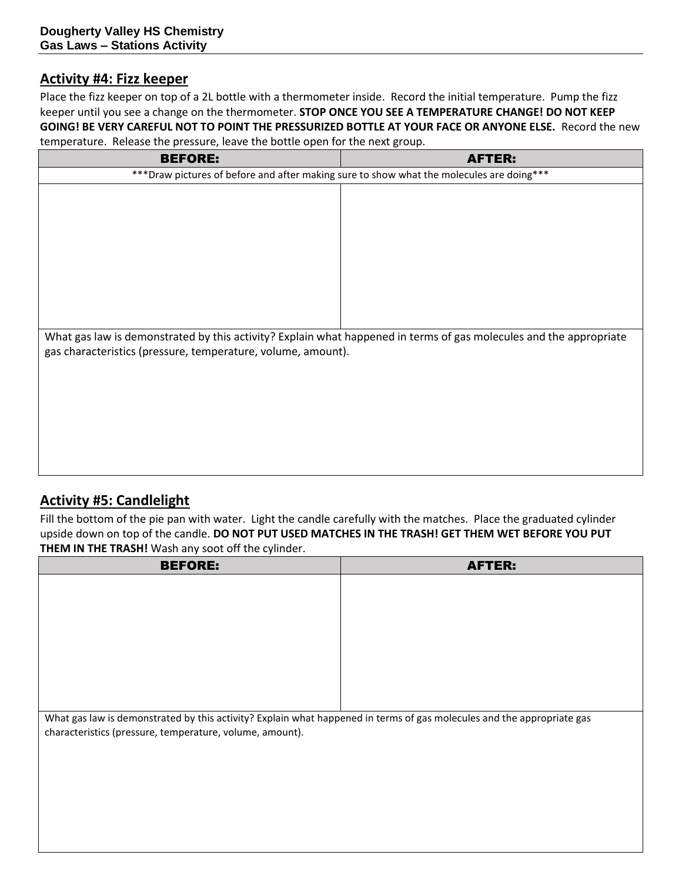## Activity #4: Fizz keeper

Place the fizz keeper on top of a 2L bottle with a thermometer inside. Record the initial temperature. Pump the fizz keeper until you see a change on the thermometer. **STOP ONCE YOU SEE A TEMPERATURE CHANGE! DO NOT KEEP GOING! BE VERY CAREFUL NOT TO POINT THE PRESSURIZED BOTTLE AT YOUR FACE OR ANYONE ELSE.** Record the new temperature. Release the pressure, leave the bottle open for the next group.

| BEFORE: | AFTER: |
|---|---|
| ***Draw pictures of before and after making sure to show what the molecules are doing*** | |
| | |
| What gas law is demonstrated by this activity? Explain what happened in terms of gas molecules and the appropriate gas characteristics (pressure, temperature, volume, amount). | |

## Activity #5: Candlelight

Fill the bottom of the pie pan with water. Light the candle carefully with the matches. Place the graduated cylinder upside down on top of the candle. **DO NOT PUT USED MATCHES IN THE TRASH! GET THEM WET BEFORE YOU PUT THEM IN THE TRASH!** Wash any soot off the cylinder.

| BEFORE: | AFTER: |
|---|---|
| | |
| What gas law is demonstrated by this activity? Explain what happened in terms of gas molecules and the appropriate gas characteristics (pressure, temperature, volume, amount). | |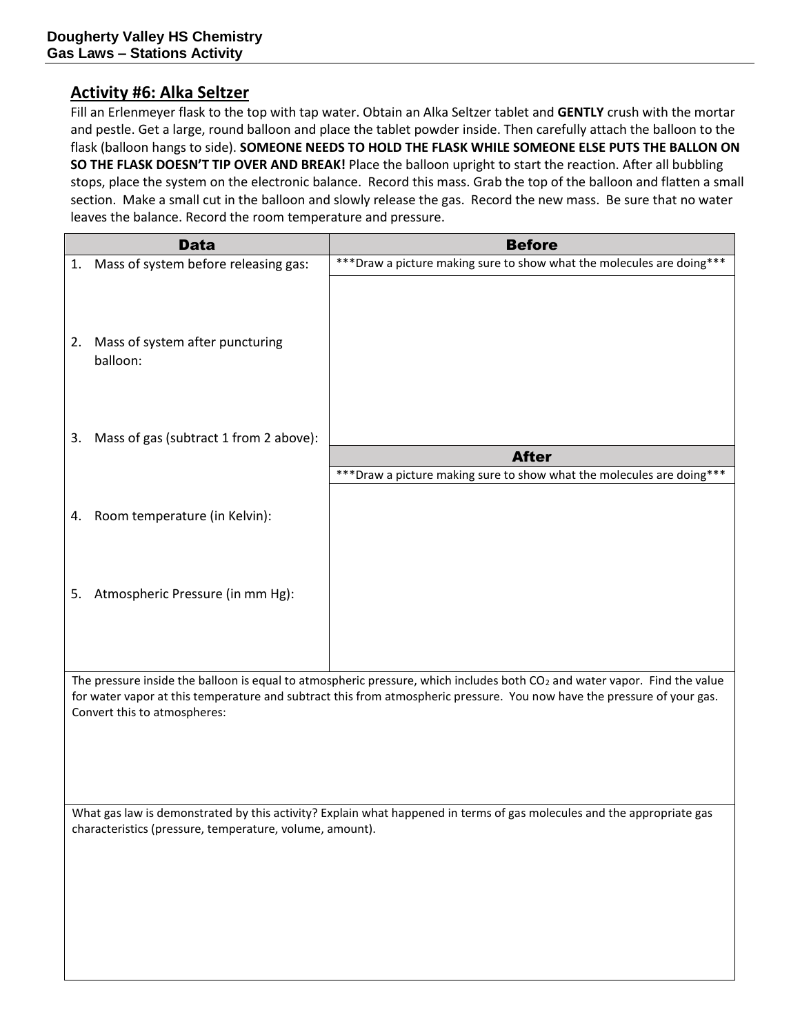## Activity #6: Alka Seltzer

Fill an Erlenmeyer flask to the top with tap water. Obtain an Alka Seltzer tablet and **GENTLY** crush with the mortar and pestle. Get a large, round balloon and place the tablet powder inside. Then carefully attach the balloon to the flask (balloon hangs to side). **SOMEONE NEEDS TO HOLD THE FLASK WHILE SOMEONE ELSE PUTS THE BALLON ON SO THE FLASK DOESN'T TIP OVER AND BREAK!** Place the balloon upright to start the reaction. After all bubbling stops, place the system on the electronic balance. Record this mass. Grab the top of the balloon and flatten a small section. Make a small cut in the balloon and slowly release the gas. Record the new mass. Be sure that no water leaves the balance. Record the room temperature and pressure.

| Data | Before |
|---|---|
| 1. Mass of system before releasing gas:<br><br>2. Mass of system after puncturing balloon:<br><br>3. Mass of gas (subtract 1 from 2 above): | ***Draw a picture making sure to show what the molecules are doing*** |
| | **After** |
| 4. Room temperature (in Kelvin):<br><br>5. Atmospheric Pressure (in mm Hg): | ***Draw a picture making sure to show what the molecules are doing*** |

The pressure inside the balloon is equal to atmospheric pressure, which includes both $CO_2$ and water vapor. Find the value for water vapor at this temperature and subtract this from atmospheric pressure. You now have the pressure of your gas. Convert this to atmospheres:

What gas law is demonstrated by this activity? Explain what happened in terms of gas molecules and the appropriate gas characteristics (pressure, temperature, volume, amount).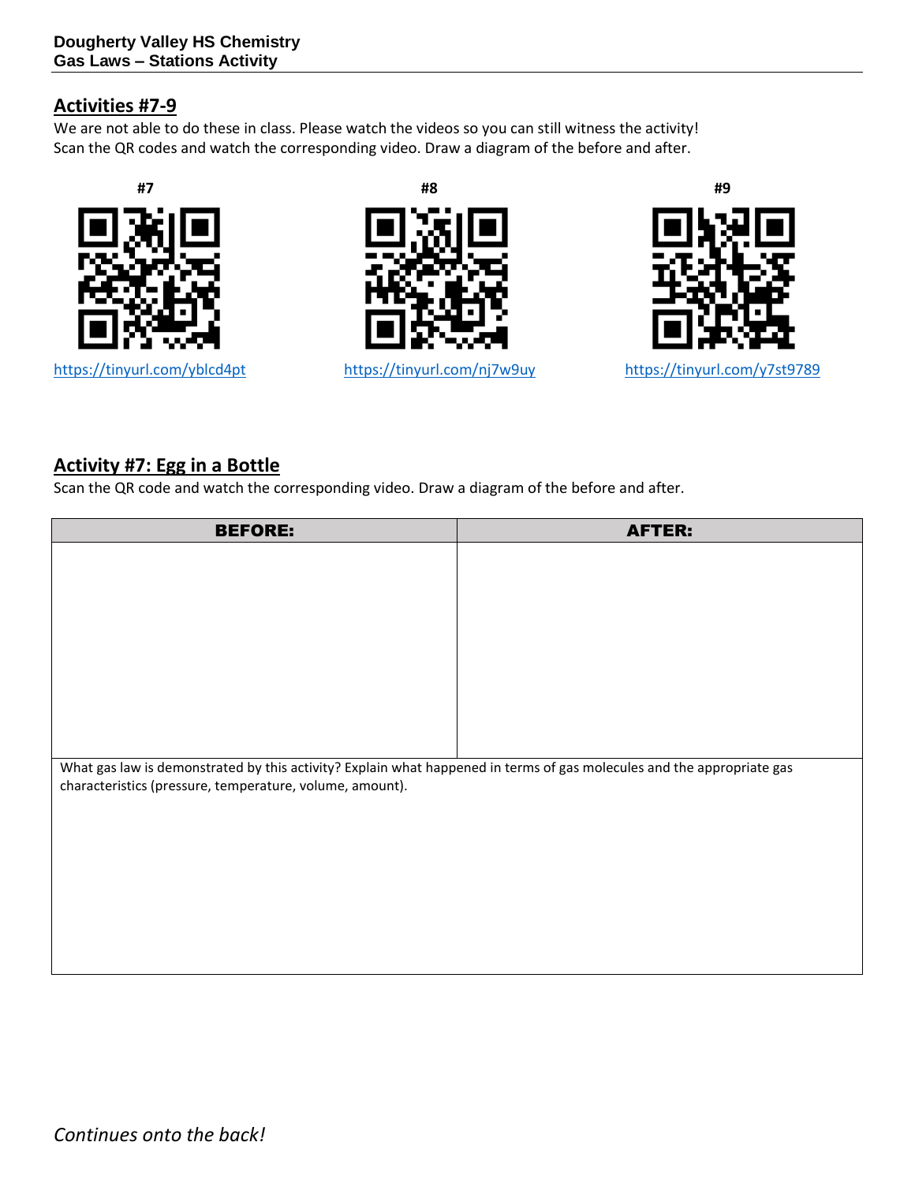## Activities #7-9

We are not able to do these in class. Please watch the videos so you can still witness the activity!
Scan the QR codes and watch the corresponding video. Draw a diagram of the before and after.

| #7 | #8 | #9 |
|---|---|---|
| https://tinyurl.com/yblcd4pt | https://tinyurl.com/nj7w9uy | https://tinyurl.com/y7st9789 |

## Activity #7: Egg in a Bottle

Scan the QR code and watch the corresponding video. Draw a diagram of the before and after.

| BEFORE: | AFTER: |
|---|---|
| | |
| What gas law is demonstrated by this activity? Explain what happened in terms of gas molecules and the appropriate gas characteristics (pressure, temperature, volume, amount). | |

*Continues onto the back!*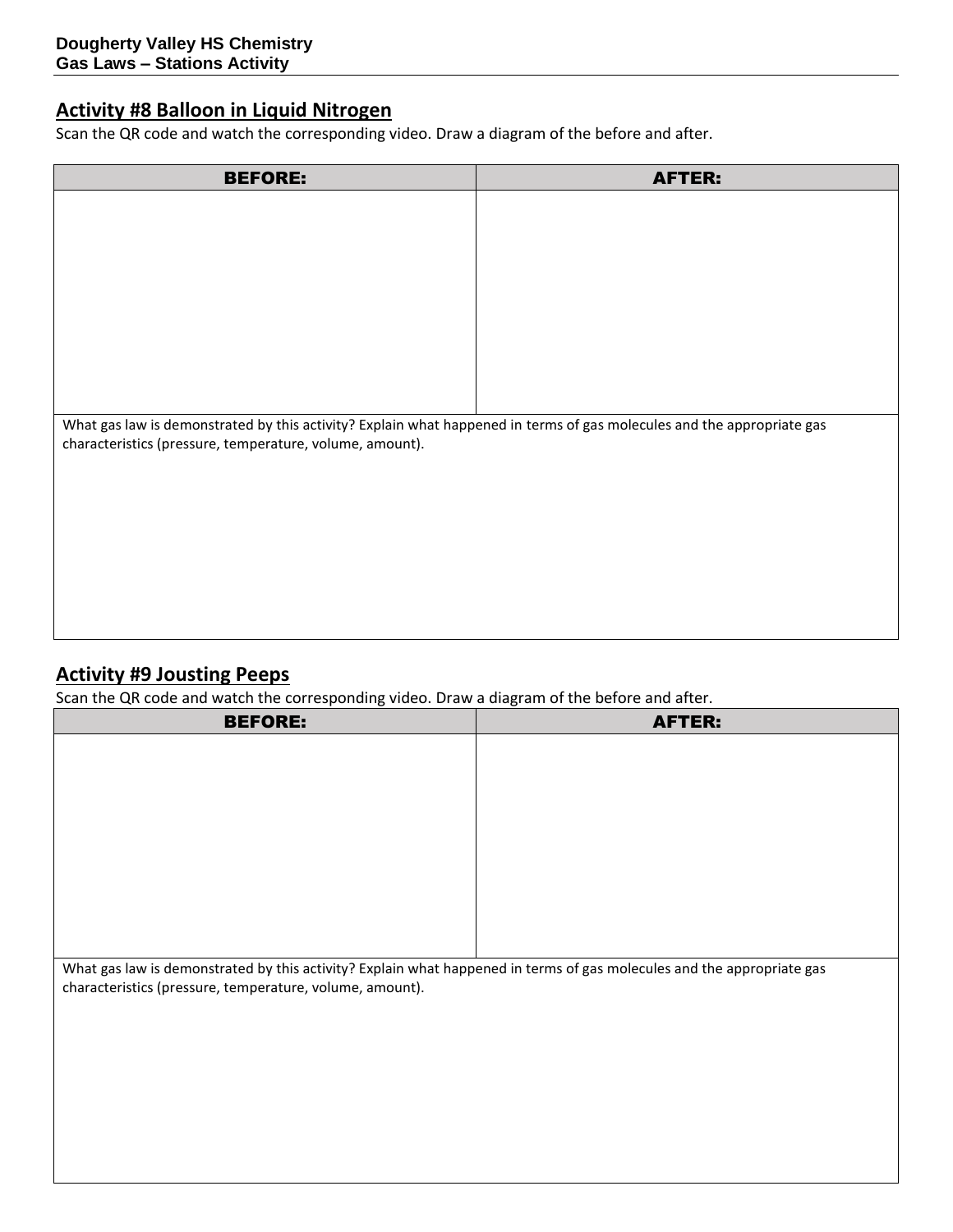## Activity #8 Balloon in Liquid Nitrogen

Scan the QR code and watch the corresponding video. Draw a diagram of the before and after.

| BEFORE: | AFTER: |
| --- | --- |
| | |

What gas law is demonstrated by this activity? Explain what happened in terms of gas molecules and the appropriate gas characteristics (pressure, temperature, volume, amount).

## Activity #9 Jousting Peeps

Scan the QR code and watch the corresponding video. Draw a diagram of the before and after.

| BEFORE: | AFTER: |
| --- | --- |
| | |

What gas law is demonstrated by this activity? Explain what happened in terms of gas molecules and the appropriate gas characteristics (pressure, temperature, volume, amount).